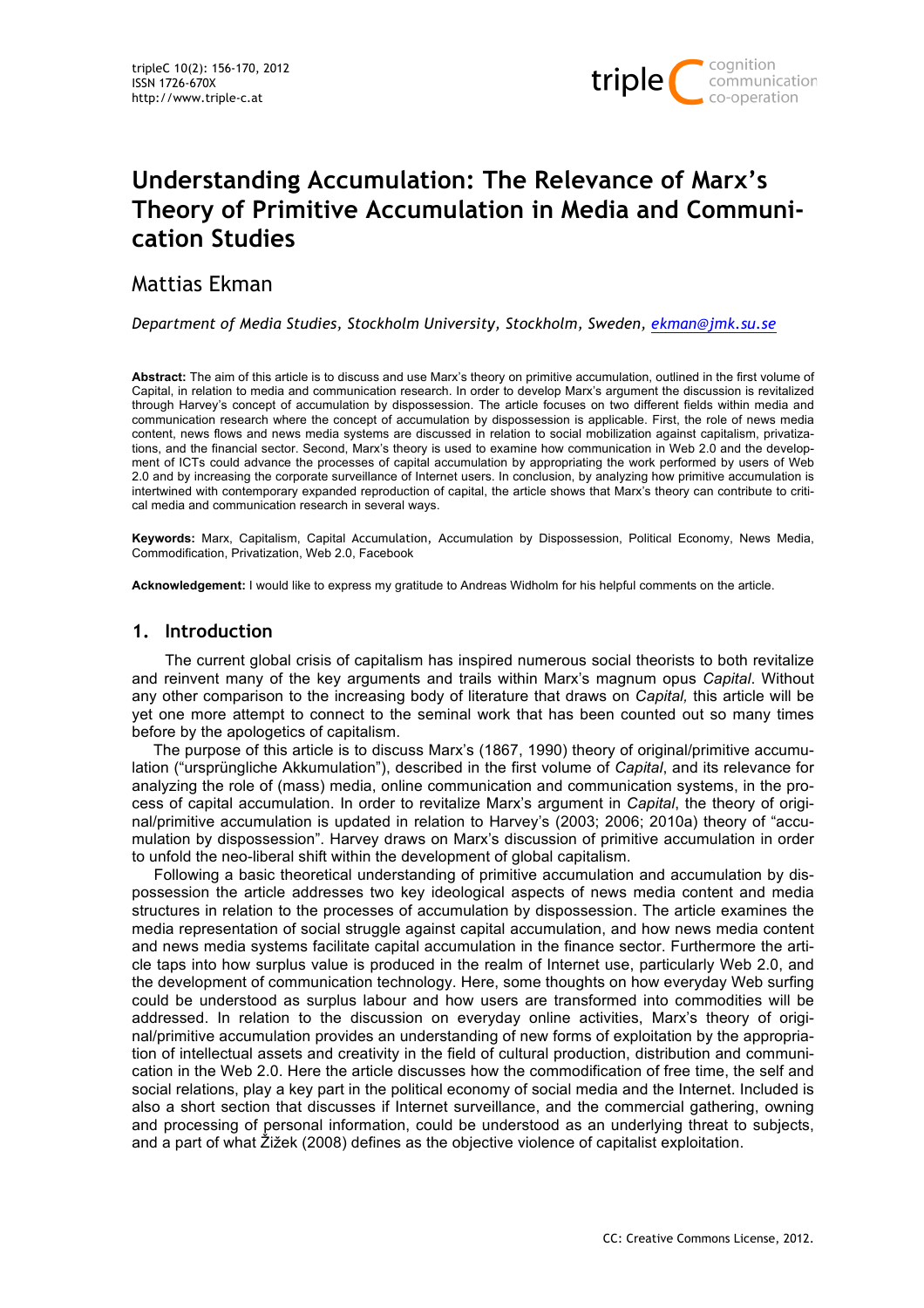# Understanding Accumulation: The Relevance of Marx's Theory of Primitive Accumulation in Media and Communication Studies

## Mattias Ekman

*Department of Media Studies, Stockholm University, Stockholm, Sweden, ekman@jmk.su.se*

**Abstract:** The aim of this article is to discuss and use Marx's theory on primitive accumulation, outlined in the first volume of Capital, in relation to media and communication research. In order to develop Marx's argument the discussion is revitalized through Harvey's concept of accumulation by dispossession. The article focuses on two different fields within media and communication research where the concept of accumulation by dispossession is applicable. First, the role of news media content, news flows and news media systems are discussed in relation to social mobilization against capitalism, privatizations, and the financial sector. Second, Marx's theory is used to examine how communication in Web 2.0 and the development of ICTs could advance the processes of capital accumulation by appropriating the work performed by users of Web 2.0 and by increasing the corporate surveillance of Internet users. In conclusion, by analyzing how primitive accumulation is intertwined with contemporary expanded reproduction of capital, the article shows that Marx's theory can contribute to critical media and communication research in several ways.

**Keywords:** Marx, Capitalism, Capital Accumulation, Accumulation by Dispossession, Political Economy, News Media, Commodification, Privatization, Web 2.0, Facebook

**Acknowledgement:** I would like to express my gratitude to Andreas Widholm for his helpful comments on the article.

## 1. Introduction

The current global crisis of capitalism has inspired numerous social theorists to both revitalize and reinvent many of the key arguments and trails within Marx's magnum opus *Capital*. Without any other comparison to the increasing body of literature that draws on *Capital,* this article will be yet one more attempt to connect to the seminal work that has been counted out so many times before by the apologetics of capitalism.

The purpose of this article is to discuss Marx's (1867, 1990) theory of original/primitive accumulation ("ursprüngliche Akkumulation"), described in the first volume of *Capital*, and its relevance for analyzing the role of (mass) media, online communication and communication systems, in the process of capital accumulation. In order to revitalize Marx's argument in *Capital*, the theory of original/primitive accumulation is updated in relation to Harvey's (2003; 2006; 2010a) theory of "accumulation by dispossession". Harvey draws on Marx's discussion of primitive accumulation in order to unfold the neo-liberal shift within the development of global capitalism.

Following a basic theoretical understanding of primitive accumulation and accumulation by dispossession the article addresses two key ideological aspects of news media content and media structures in relation to the processes of accumulation by dispossession. The article examines the media representation of social struggle against capital accumulation, and how news media content and news media systems facilitate capital accumulation in the finance sector. Furthermore the article taps into how surplus value is produced in the realm of Internet use, particularly Web 2.0, and the development of communication technology. Here, some thoughts on how everyday Web surfing could be understood as surplus labour and how users are transformed into commodities will be addressed. In relation to the discussion on everyday online activities, Marx's theory of original/primitive accumulation provides an understanding of new forms of exploitation by the appropriation of intellectual assets and creativity in the field of cultural production, distribution and communication in the Web 2.0. Here the article discusses how the commodification of free time, the self and social relations, play a key part in the political economy of social media and the Internet. Included is also a short section that discusses if Internet surveillance, and the commercial gathering, owning and processing of personal information, could be understood as an underlying threat to subjects, and a part of what Žižek (2008) defines as the objective violence of capitalist exploitation.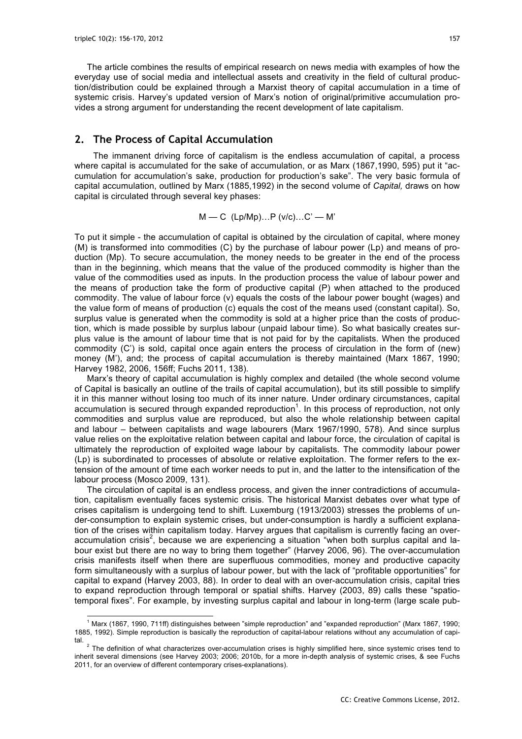The article combines the results of empirical research on news media with examples of how the everyday use of social media and intellectual assets and creativity in the field of cultural production/distribution could be explained through a Marxist theory of capital accumulation in a time of systemic crisis. Harvey's updated version of Marx's notion of original/primitive accumulation provides a strong argument for understanding the recent development of late capitalism.

## 2. The Process of Capital Accumulation

The immanent driving force of capitalism is the endless accumulation of capital, a process where capital is accumulated for the sake of accumulation, or as Marx (1867,1990, 595) put it "accumulation for accumulation's sake, production for production's sake". The very basic formula of capital accumulation, outlined by Marx (1885,1992) in the second volume of *Capital,* draws on how capital is circulated through several key phases:

$$M — C \ (Lp/Mp)…P \ (v/c)…C' — M'$$

To put it simple - the accumulation of capital is obtained by the circulation of capital, where money (M) is transformed into commodities (C) by the purchase of labour power (Lp) and means of production (Mp). To secure accumulation, the money needs to be greater in the end of the process than in the beginning, which means that the value of the produced commodity is higher than the value of the commodities used as inputs. In the production process the value of labour power and the means of production take the form of productive capital (P) when attached to the produced commodity. The value of labour force (v) equals the costs of the labour power bought (wages) and the value form of means of production (c) equals the cost of the means used (constant capital). So, surplus value is generated when the commodity is sold at a higher price than the costs of production, which is made possible by surplus labour (unpaid labour time). So what basically creates surplus value is the amount of labour time that is not paid for by the capitalists. When the produced commodity (C') is sold, capital once again enters the process of circulation in the form of (new) money (M'), and; the process of capital accumulation is thereby maintained (Marx 1867, 1990; Harvey 1982, 2006, 156ff; Fuchs 2011, 138).

Marx's theory of capital accumulation is highly complex and detailed (the whole second volume of Capital is basically an outline of the trails of capital accumulation), but its still possible to simplify it in this manner without losing too much of its inner nature. Under ordinary circumstances, capital accumulation is secured through expanded reproduction[1]. In this process of reproduction, not only commodities and surplus value are reproduced, but also the whole relationship between capital and labour – between capitalists and wage labourers (Marx 1967/1990, 578). And since surplus value relies on the exploitative relation between capital and labour force, the circulation of capital is ultimately the reproduction of exploited wage labour by capitalists. The commodity labour power (Lp) is subordinated to processes of absolute or relative exploitation. The former refers to the extension of the amount of time each worker needs to put in, and the latter to the intensification of the labour process (Mosco 2009, 131).

The circulation of capital is an endless process, and given the inner contradictions of accumulation, capitalism eventually faces systemic crisis. The historical Marxist debates over what type of crises capitalism is undergoing tend to shift. Luxemburg (1913/2003) stresses the problems of under-consumption to explain systemic crises, but under-consumption is hardly a sufficient explanation of the crises within capitalism today. Harvey argues that capitalism is currently facing an over-accumulation crisis[2], because we are experiencing a situation "when both surplus capital and labour exist but there are no way to bring them together" (Harvey 2006, 96). The over-accumulation crisis manifests itself when there are superfluous commodities, money and productive capacity form simultaneously with a surplus of labour power, but with the lack of "profitable opportunities" for capital to expand (Harvey 2003, 88). In order to deal with an over-accumulation crisis, capital tries to expand reproduction through temporal or spatial shifts. Harvey (2003, 89) calls these "spatio-temporal fixes". For example, by investing surplus capital and labour in long-term (large scale pub-

[1] Marx (1867, 1990, 711ff) distinguishes between "simple reproduction" and "expanded reproduction" (Marx 1867, 1990; 1885, 1992). Simple reproduction is basically the reproduction of capital-labour relations without any accumulation of capital.

[2] The definition of what characterizes over-accumulation crises is highly simplified here, since systemic crises tend to inherit several dimensions (see Harvey 2003; 2006; 2010b, for a more in-depth analysis of systemic crises, & see Fuchs 2011, for an overview of different contemporary crises-explanations).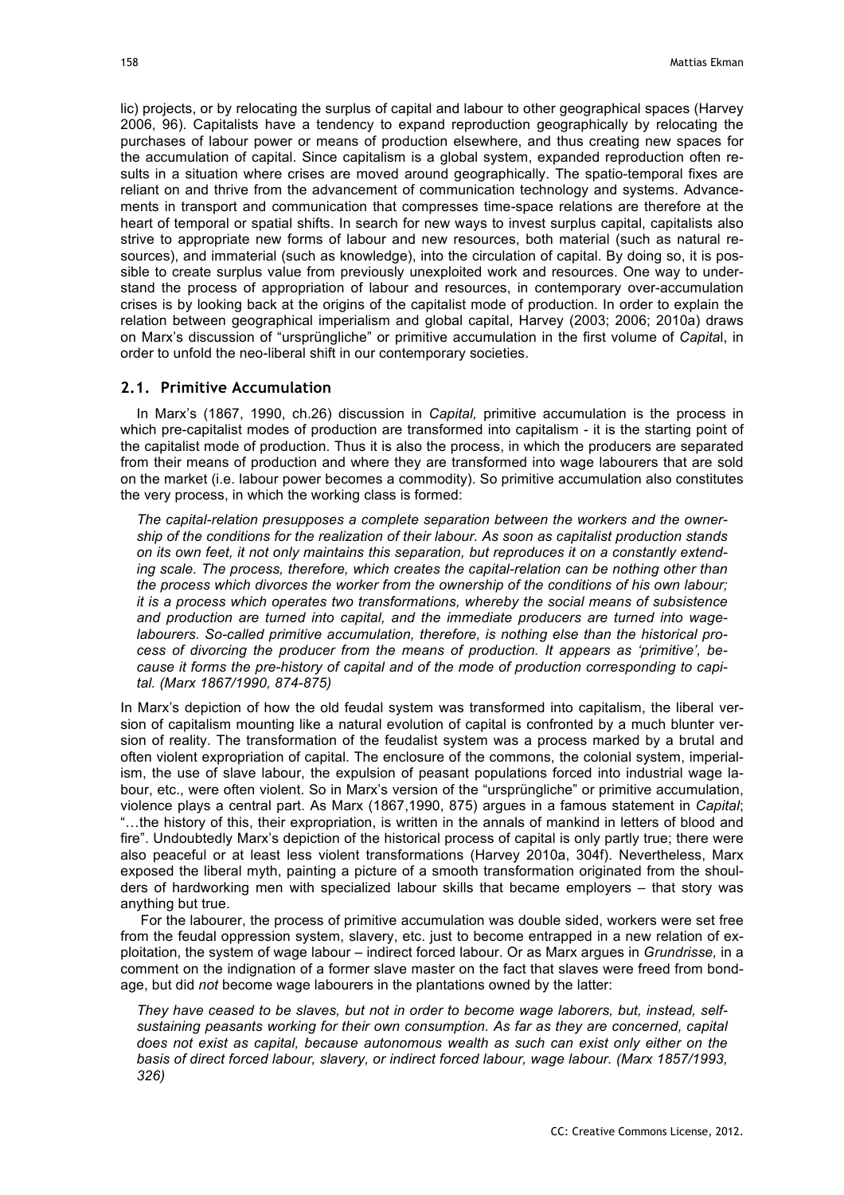lic) projects, or by relocating the surplus of capital and labour to other geographical spaces (Harvey 2006, 96). Capitalists have a tendency to expand reproduction geographically by relocating the purchases of labour power or means of production elsewhere, and thus creating new spaces for the accumulation of capital. Since capitalism is a global system, expanded reproduction often results in a situation where crises are moved around geographically. The spatio-temporal fixes are reliant on and thrive from the advancement of communication technology and systems. Advancements in transport and communication that compresses time-space relations are therefore at the heart of temporal or spatial shifts. In search for new ways to invest surplus capital, capitalists also strive to appropriate new forms of labour and new resources, both material (such as natural resources), and immaterial (such as knowledge), into the circulation of capital. By doing so, it is possible to create surplus value from previously unexploited work and resources. One way to understand the process of appropriation of labour and resources, in contemporary over-accumulation crises is by looking back at the origins of the capitalist mode of production. In order to explain the relation between geographical imperialism and global capital, Harvey (2003; 2006; 2010a) draws on Marx's discussion of "ursprüngliche" or primitive accumulation in the first volume of *Capital*, in order to unfold the neo-liberal shift in our contemporary societies.

## 2.1. Primitive Accumulation

In Marx's (1867, 1990, ch.26) discussion in *Capital,* primitive accumulation is the process in which pre-capitalist modes of production are transformed into capitalism - it is the starting point of the capitalist mode of production. Thus it is also the process, in which the producers are separated from their means of production and where they are transformed into wage labourers that are sold on the market (i.e. labour power becomes a commodity). So primitive accumulation also constitutes the very process, in which the working class is formed:

> *The capital-relation presupposes a complete separation between the workers and the ownership of the conditions for the realization of their labour. As soon as capitalist production stands on its own feet, it not only maintains this separation, but reproduces it on a constantly extending scale. The process, therefore, which creates the capital-relation can be nothing other than the process which divorces the worker from the ownership of the conditions of his own labour; it is a process which operates two transformations, whereby the social means of subsistence and production are turned into capital, and the immediate producers are turned into wage-labourers. So-called primitive accumulation, therefore, is nothing else than the historical process of divorcing the producer from the means of production. It appears as 'primitive', because it forms the pre-history of capital and of the mode of production corresponding to capital. (Marx 1867/1990, 874-875)*

In Marx's depiction of how the old feudal system was transformed into capitalism, the liberal version of capitalism mounting like a natural evolution of capital is confronted by a much blunter version of reality. The transformation of the feudalist system was a process marked by a brutal and often violent expropriation of capital. The enclosure of the commons, the colonial system, imperialism, the use of slave labour, the expulsion of peasant populations forced into industrial wage labour, etc., were often violent. So in Marx's version of the "ursprüngliche" or primitive accumulation, violence plays a central part. As Marx (1867,1990, 875) argues in a famous statement in *Capital*; "…the history of this, their expropriation, is written in the annals of mankind in letters of blood and fire". Undoubtedly Marx's depiction of the historical process of capital is only partly true; there were also peaceful or at least less violent transformations (Harvey 2010a, 304f). Nevertheless, Marx exposed the liberal myth, painting a picture of a smooth transformation originated from the shoulders of hardworking men with specialized labour skills that became employers – that story was anything but true.

For the labourer, the process of primitive accumulation was double sided, workers were set free from the feudal oppression system, slavery, etc. just to become entrapped in a new relation of exploitation, the system of wage labour – indirect forced labour. Or as Marx argues in *Grundrisse,* in a comment on the indignation of a former slave master on the fact that slaves were freed from bondage, but did *not* become wage labourers in the plantations owned by the latter:

> *They have ceased to be slaves, but not in order to become wage laborers, but, instead, self-sustaining peasants working for their own consumption. As far as they are concerned, capital does not exist as capital, because autonomous wealth as such can exist only either on the basis of direct forced labour, slavery, or indirect forced labour, wage labour. (Marx 1857/1993, 326)*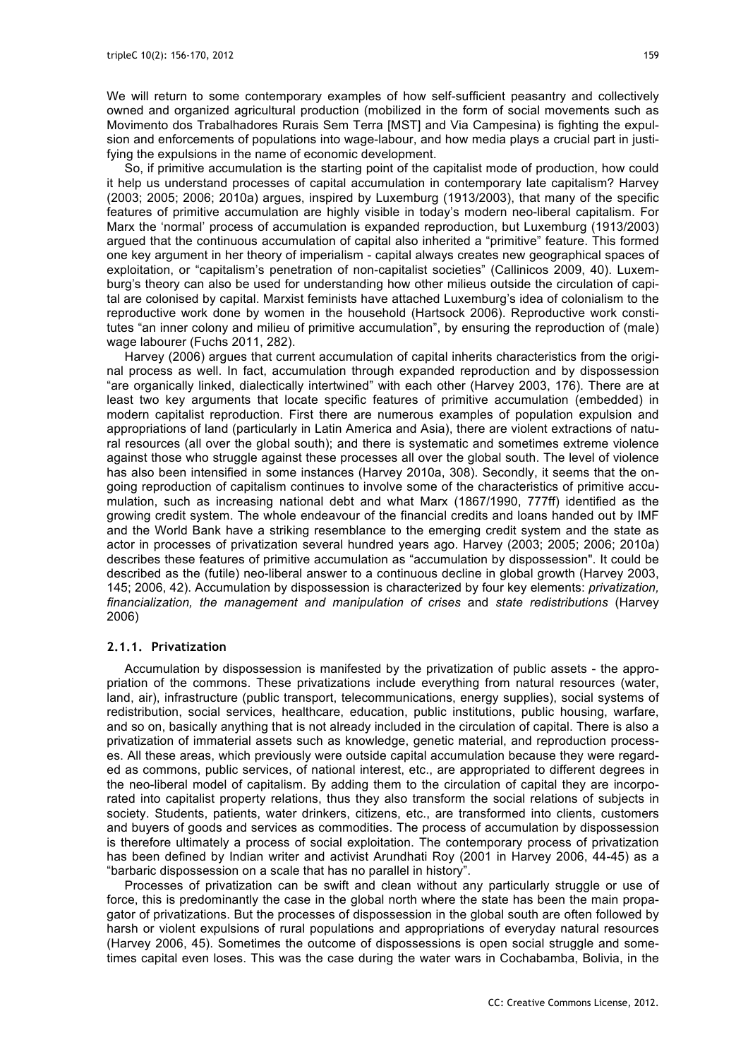We will return to some contemporary examples of how self-sufficient peasantry and collectively owned and organized agricultural production (mobilized in the form of social movements such as Movimento dos Trabalhadores Rurais Sem Terra [MST] and Via Campesina) is fighting the expulsion and enforcements of populations into wage-labour, and how media plays a crucial part in justifying the expulsions in the name of economic development.

So, if primitive accumulation is the starting point of the capitalist mode of production, how could it help us understand processes of capital accumulation in contemporary late capitalism? Harvey (2003; 2005; 2006; 2010a) argues, inspired by Luxemburg (1913/2003), that many of the specific features of primitive accumulation are highly visible in today's modern neo-liberal capitalism. For Marx the 'normal' process of accumulation is expanded reproduction, but Luxemburg (1913/2003) argued that the continuous accumulation of capital also inherited a "primitive" feature. This formed one key argument in her theory of imperialism - capital always creates new geographical spaces of exploitation, or "capitalism's penetration of non-capitalist societies" (Callinicos 2009, 40). Luxemburg's theory can also be used for understanding how other milieus outside the circulation of capital are colonised by capital. Marxist feminists have attached Luxemburg's idea of colonialism to the reproductive work done by women in the household (Hartsock 2006). Reproductive work constitutes "an inner colony and milieu of primitive accumulation", by ensuring the reproduction of (male) wage labourer (Fuchs 2011, 282).

Harvey (2006) argues that current accumulation of capital inherits characteristics from the original process as well. In fact, accumulation through expanded reproduction and by dispossession "are organically linked, dialectically intertwined" with each other (Harvey 2003, 176). There are at least two key arguments that locate specific features of primitive accumulation (embedded) in modern capitalist reproduction. First there are numerous examples of population expulsion and appropriations of land (particularly in Latin America and Asia), there are violent extractions of natural resources (all over the global south); and there is systematic and sometimes extreme violence against those who struggle against these processes all over the global south. The level of violence has also been intensified in some instances (Harvey 2010a, 308). Secondly, it seems that the ongoing reproduction of capitalism continues to involve some of the characteristics of primitive accumulation, such as increasing national debt and what Marx (1867/1990, 777ff) identified as the growing credit system. The whole endeavour of the financial credits and loans handed out by IMF and the World Bank have a striking resemblance to the emerging credit system and the state as actor in processes of privatization several hundred years ago. Harvey (2003; 2005; 2006; 2010a) describes these features of primitive accumulation as "accumulation by dispossession". It could be described as the (futile) neo-liberal answer to a continuous decline in global growth (Harvey 2003, 145; 2006, 42). Accumulation by dispossession is characterized by four key elements: *privatization, financialization, the management and manipulation of crises* and *state redistributions* (Harvey 2006)

### 2.1.1. Privatization

Accumulation by dispossession is manifested by the privatization of public assets - the appropriation of the commons. These privatizations include everything from natural resources (water, land, air), infrastructure (public transport, telecommunications, energy supplies), social systems of redistribution, social services, healthcare, education, public institutions, public housing, warfare, and so on, basically anything that is not already included in the circulation of capital. There is also a privatization of immaterial assets such as knowledge, genetic material, and reproduction processes. All these areas, which previously were outside capital accumulation because they were regarded as commons, public services, of national interest, etc., are appropriated to different degrees in the neo-liberal model of capitalism. By adding them to the circulation of capital they are incorporated into capitalist property relations, thus they also transform the social relations of subjects in society. Students, patients, water drinkers, citizens, etc., are transformed into clients, customers and buyers of goods and services as commodities. The process of accumulation by dispossession is therefore ultimately a process of social exploitation. The contemporary process of privatization has been defined by Indian writer and activist Arundhati Roy (2001 in Harvey 2006, 44-45) as a "barbaric dispossession on a scale that has no parallel in history".

Processes of privatization can be swift and clean without any particularly struggle or use of force, this is predominantly the case in the global north where the state has been the main propagator of privatizations. But the processes of dispossession in the global south are often followed by harsh or violent expulsions of rural populations and appropriations of everyday natural resources (Harvey 2006, 45). Sometimes the outcome of dispossessions is open social struggle and sometimes capital even loses. This was the case during the water wars in Cochabamba, Bolivia, in the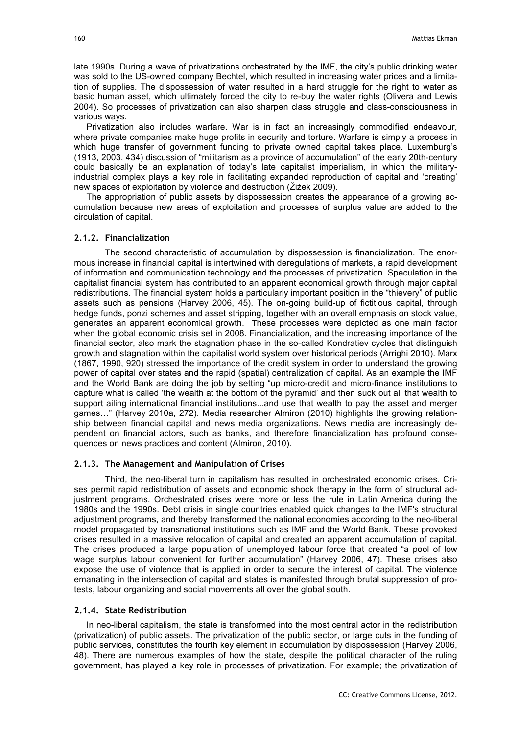late 1990s. During a wave of privatizations orchestrated by the IMF, the city's public drinking water was sold to the US-owned company Bechtel, which resulted in increasing water prices and a limitation of supplies. The dispossession of water resulted in a hard struggle for the right to water as basic human asset, which ultimately forced the city to re-buy the water rights (Olivera and Lewis 2004). So processes of privatization can also sharpen class struggle and class-consciousness in various ways.

Privatization also includes warfare. War is in fact an increasingly commodified endeavour, where private companies make huge profits in security and torture. Warfare is simply a process in which huge transfer of government funding to private owned capital takes place. Luxemburg's (1913, 2003, 434) discussion of "militarism as a province of accumulation" of the early 20th-century could basically be an explanation of today's late capitalist imperialism, in which the military-industrial complex plays a key role in facilitating expanded reproduction of capital and 'creating' new spaces of exploitation by violence and destruction (Žižek 2009).

The appropriation of public assets by dispossession creates the appearance of a growing accumulation because new areas of exploitation and processes of surplus value are added to the circulation of capital.

### 2.1.2. Financialization

The second characteristic of accumulation by dispossession is financialization. The enormous increase in financial capital is intertwined with deregulations of markets, a rapid development of information and communication technology and the processes of privatization. Speculation in the capitalist financial system has contributed to an apparent economical growth through major capital redistributions. The financial system holds a particularly important position in the "thievery" of public assets such as pensions (Harvey 2006, 45). The on-going build-up of fictitious capital, through hedge funds, ponzi schemes and asset stripping, together with an overall emphasis on stock value, generates an apparent economical growth. These processes were depicted as one main factor when the global economic crisis set in 2008. Financialization, and the increasing importance of the financial sector, also mark the stagnation phase in the so-called Kondratiev cycles that distinguish growth and stagnation within the capitalist world system over historical periods (Arrighi 2010). Marx (1867, 1990, 920) stressed the importance of the credit system in order to understand the growing power of capital over states and the rapid (spatial) centralization of capital. As an example the IMF and the World Bank are doing the job by setting "up micro-credit and micro-finance institutions to capture what is called 'the wealth at the bottom of the pyramid' and then suck out all that wealth to support ailing international financial institutions...and use that wealth to pay the asset and merger games…" (Harvey 2010a, 272). Media researcher Almiron (2010) highlights the growing relationship between financial capital and news media organizations. News media are increasingly dependent on financial actors, such as banks, and therefore financialization has profound consequences on news practices and content (Almiron, 2010).

### 2.1.3. The Management and Manipulation of Crises

Third, the neo-liberal turn in capitalism has resulted in orchestrated economic crises. Crises permit rapid redistribution of assets and economic shock therapy in the form of structural adjustment programs. Orchestrated crises were more or less the rule in Latin America during the 1980s and the 1990s. Debt crisis in single countries enabled quick changes to the IMF's structural adjustment programs, and thereby transformed the national economies according to the neo-liberal model propagated by transnational institutions such as IMF and the World Bank. These provoked crises resulted in a massive relocation of capital and created an apparent accumulation of capital. The crises produced a large population of unemployed labour force that created "a pool of low wage surplus labour convenient for further accumulation" (Harvey 2006, 47). These crises also expose the use of violence that is applied in order to secure the interest of capital. The violence emanating in the intersection of capital and states is manifested through brutal suppression of protests, labour organizing and social movements all over the global south.

### 2.1.4. State Redistribution

In neo-liberal capitalism, the state is transformed into the most central actor in the redistribution (privatization) of public assets. The privatization of the public sector, or large cuts in the funding of public services, constitutes the fourth key element in accumulation by dispossession (Harvey 2006, 48). There are numerous examples of how the state, despite the political character of the ruling government, has played a key role in processes of privatization. For example; the privatization of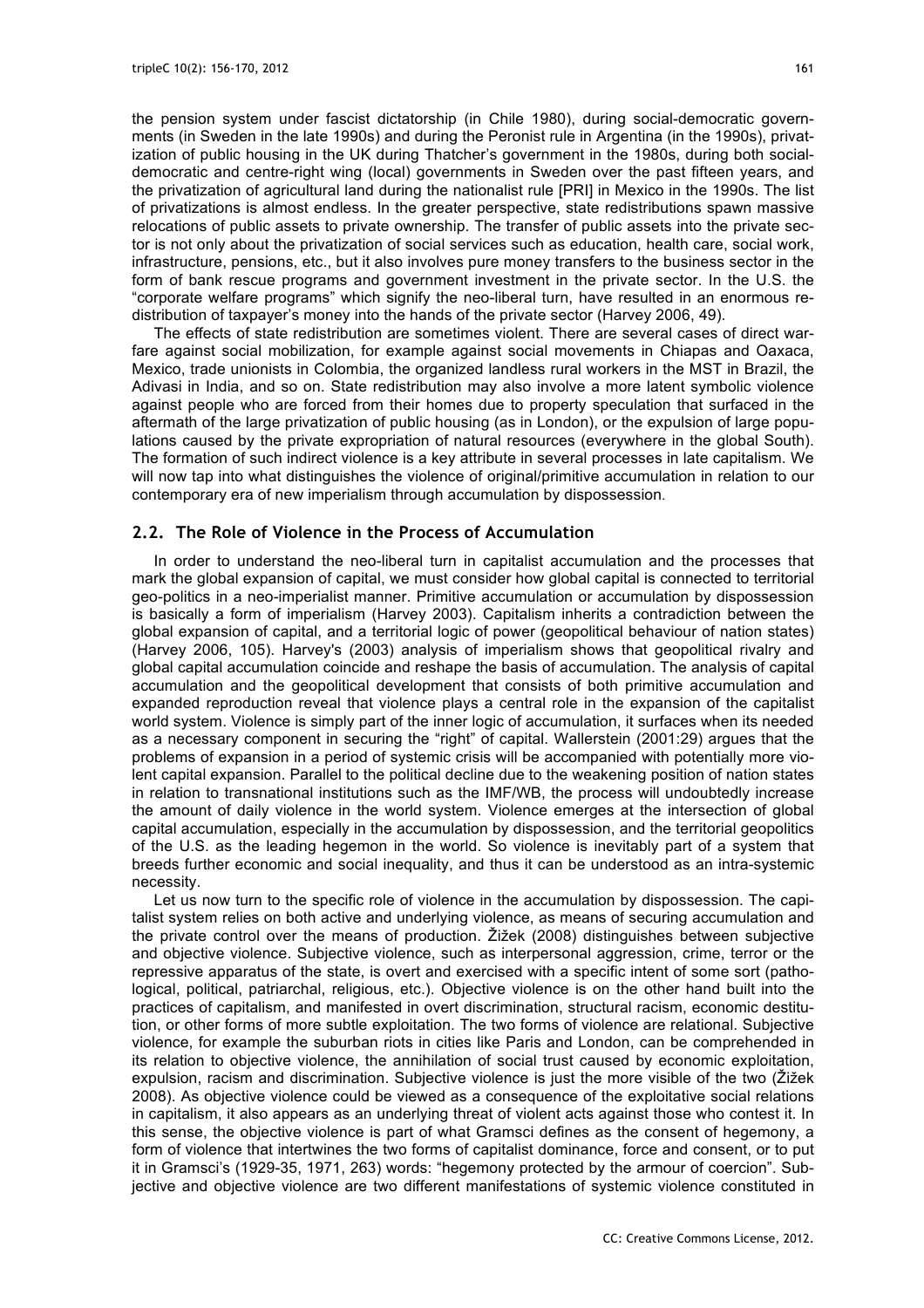the pension system under fascist dictatorship (in Chile 1980), during social-democratic governments (in Sweden in the late 1990s) and during the Peronist rule in Argentina (in the 1990s), privatization of public housing in the UK during Thatcher's government in the 1980s, during both social-democratic and centre-right wing (local) governments in Sweden over the past fifteen years, and the privatization of agricultural land during the nationalist rule [PRI] in Mexico in the 1990s. The list of privatizations is almost endless. In the greater perspective, state redistributions spawn massive relocations of public assets to private ownership. The transfer of public assets into the private sector is not only about the privatization of social services such as education, health care, social work, infrastructure, pensions, etc., but it also involves pure money transfers to the business sector in the form of bank rescue programs and government investment in the private sector. In the U.S. the "corporate welfare programs" which signify the neo-liberal turn, have resulted in an enormous redistribution of taxpayer's money into the hands of the private sector (Harvey 2006, 49).

The effects of state redistribution are sometimes violent. There are several cases of direct warfare against social mobilization, for example against social movements in Chiapas and Oaxaca, Mexico, trade unionists in Colombia, the organized landless rural workers in the MST in Brazil, the Adivasi in India, and so on. State redistribution may also involve a more latent symbolic violence against people who are forced from their homes due to property speculation that surfaced in the aftermath of the large privatization of public housing (as in London), or the expulsion of large populations caused by the private expropriation of natural resources (everywhere in the global South). The formation of such indirect violence is a key attribute in several processes in late capitalism. We will now tap into what distinguishes the violence of original/primitive accumulation in relation to our contemporary era of new imperialism through accumulation by dispossession.

## 2.2. The Role of Violence in the Process of Accumulation

In order to understand the neo-liberal turn in capitalist accumulation and the processes that mark the global expansion of capital, we must consider how global capital is connected to territorial geo-politics in a neo-imperialist manner. Primitive accumulation or accumulation by dispossession is basically a form of imperialism (Harvey 2003). Capitalism inherits a contradiction between the global expansion of capital, and a territorial logic of power (geopolitical behaviour of nation states) (Harvey 2006, 105). Harvey's (2003) analysis of imperialism shows that geopolitical rivalry and global capital accumulation coincide and reshape the basis of accumulation. The analysis of capital accumulation and the geopolitical development that consists of both primitive accumulation and expanded reproduction reveal that violence plays a central role in the expansion of the capitalist world system. Violence is simply part of the inner logic of accumulation, it surfaces when its needed as a necessary component in securing the "right" of capital. Wallerstein (2001:29) argues that the problems of expansion in a period of systemic crisis will be accompanied with potentially more violent capital expansion. Parallel to the political decline due to the weakening position of nation states in relation to transnational institutions such as the IMF/WB, the process will undoubtedly increase the amount of daily violence in the world system. Violence emerges at the intersection of global capital accumulation, especially in the accumulation by dispossession, and the territorial geopolitics of the U.S. as the leading hegemon in the world. So violence is inevitably part of a system that breeds further economic and social inequality, and thus it can be understood as an intra-systemic necessity.

Let us now turn to the specific role of violence in the accumulation by dispossession. The capitalist system relies on both active and underlying violence, as means of securing accumulation and the private control over the means of production. Žižek (2008) distinguishes between subjective and objective violence. Subjective violence, such as interpersonal aggression, crime, terror or the repressive apparatus of the state, is overt and exercised with a specific intent of some sort (pathological, political, patriarchal, religious, etc.). Objective violence is on the other hand built into the practices of capitalism, and manifested in overt discrimination, structural racism, economic destitution, or other forms of more subtle exploitation. The two forms of violence are relational. Subjective violence, for example the suburban riots in cities like Paris and London, can be comprehended in its relation to objective violence, the annihilation of social trust caused by economic exploitation, expulsion, racism and discrimination. Subjective violence is just the more visible of the two (Žižek 2008). As objective violence could be viewed as a consequence of the exploitative social relations in capitalism, it also appears as an underlying threat of violent acts against those who contest it. In this sense, the objective violence is part of what Gramsci defines as the consent of hegemony, a form of violence that intertwines the two forms of capitalist dominance, force and consent, or to put it in Gramsci's (1929-35, 1971, 263) words: "hegemony protected by the armour of coercion". Subjective and objective violence are two different manifestations of systemic violence constituted in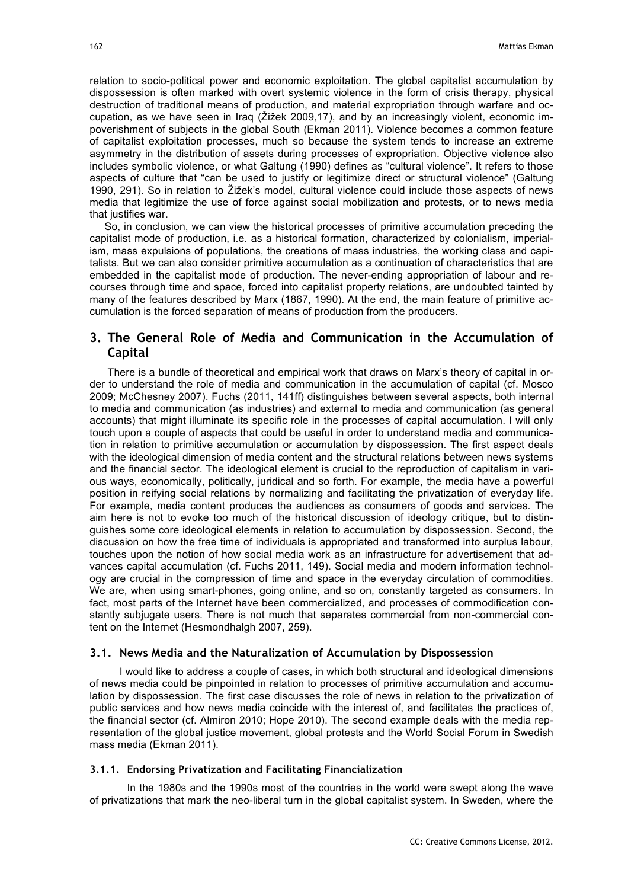relation to socio-political power and economic exploitation. The global capitalist accumulation by dispossession is often marked with overt systemic violence in the form of crisis therapy, physical destruction of traditional means of production, and material expropriation through warfare and occupation, as we have seen in Iraq (Žižek 2009,17), and by an increasingly violent, economic impoverishment of subjects in the global South (Ekman 2011). Violence becomes a common feature of capitalist exploitation processes, much so because the system tends to increase an extreme asymmetry in the distribution of assets during processes of expropriation. Objective violence also includes symbolic violence, or what Galtung (1990) defines as "cultural violence". It refers to those aspects of culture that "can be used to justify or legitimize direct or structural violence" (Galtung 1990, 291). So in relation to Žižek's model, cultural violence could include those aspects of news media that legitimize the use of force against social mobilization and protests, or to news media that justifies war.

So, in conclusion, we can view the historical processes of primitive accumulation preceding the capitalist mode of production, i.e. as a historical formation, characterized by colonialism, imperialism, mass expulsions of populations, the creations of mass industries, the working class and capitalists. But we can also consider primitive accumulation as a continuation of characteristics that are embedded in the capitalist mode of production. The never-ending appropriation of labour and recourses through time and space, forced into capitalist property relations, are undoubted tainted by many of the features described by Marx (1867, 1990). At the end, the main feature of primitive accumulation is the forced separation of means of production from the producers.

## 3. The General Role of Media and Communication in the Accumulation of Capital

There is a bundle of theoretical and empirical work that draws on Marx's theory of capital in order to understand the role of media and communication in the accumulation of capital (cf. Mosco 2009; McChesney 2007). Fuchs (2011, 141ff) distinguishes between several aspects, both internal to media and communication (as industries) and external to media and communication (as general accounts) that might illuminate its specific role in the processes of capital accumulation. I will only touch upon a couple of aspects that could be useful in order to understand media and communication in relation to primitive accumulation or accumulation by dispossession. The first aspect deals with the ideological dimension of media content and the structural relations between news systems and the financial sector. The ideological element is crucial to the reproduction of capitalism in various ways, economically, politically, juridical and so forth. For example, the media have a powerful position in reifying social relations by normalizing and facilitating the privatization of everyday life. For example, media content produces the audiences as consumers of goods and services. The aim here is not to evoke too much of the historical discussion of ideology critique, but to distinguishes some core ideological elements in relation to accumulation by dispossession. Second, the discussion on how the free time of individuals is appropriated and transformed into surplus labour, touches upon the notion of how social media work as an infrastructure for advertisement that advances capital accumulation (cf. Fuchs 2011, 149). Social media and modern information technology are crucial in the compression of time and space in the everyday circulation of commodities. We are, when using smart-phones, going online, and so on, constantly targeted as consumers. In fact, most parts of the Internet have been commercialized, and processes of commodification constantly subjugate users. There is not much that separates commercial from non-commercial content on the Internet (Hesmondhalgh 2007, 259).

### 3.1. News Media and the Naturalization of Accumulation by Dispossession

I would like to address a couple of cases, in which both structural and ideological dimensions of news media could be pinpointed in relation to processes of primitive accumulation and accumulation by dispossession. The first case discusses the role of news in relation to the privatization of public services and how news media coincide with the interest of, and facilitates the practices of, the financial sector (cf. Almiron 2010; Hope 2010). The second example deals with the media representation of the global justice movement, global protests and the World Social Forum in Swedish mass media (Ekman 2011).

#### 3.1.1. Endorsing Privatization and Facilitating Financialization

In the 1980s and the 1990s most of the countries in the world were swept along the wave of privatizations that mark the neo-liberal turn in the global capitalist system. In Sweden, where the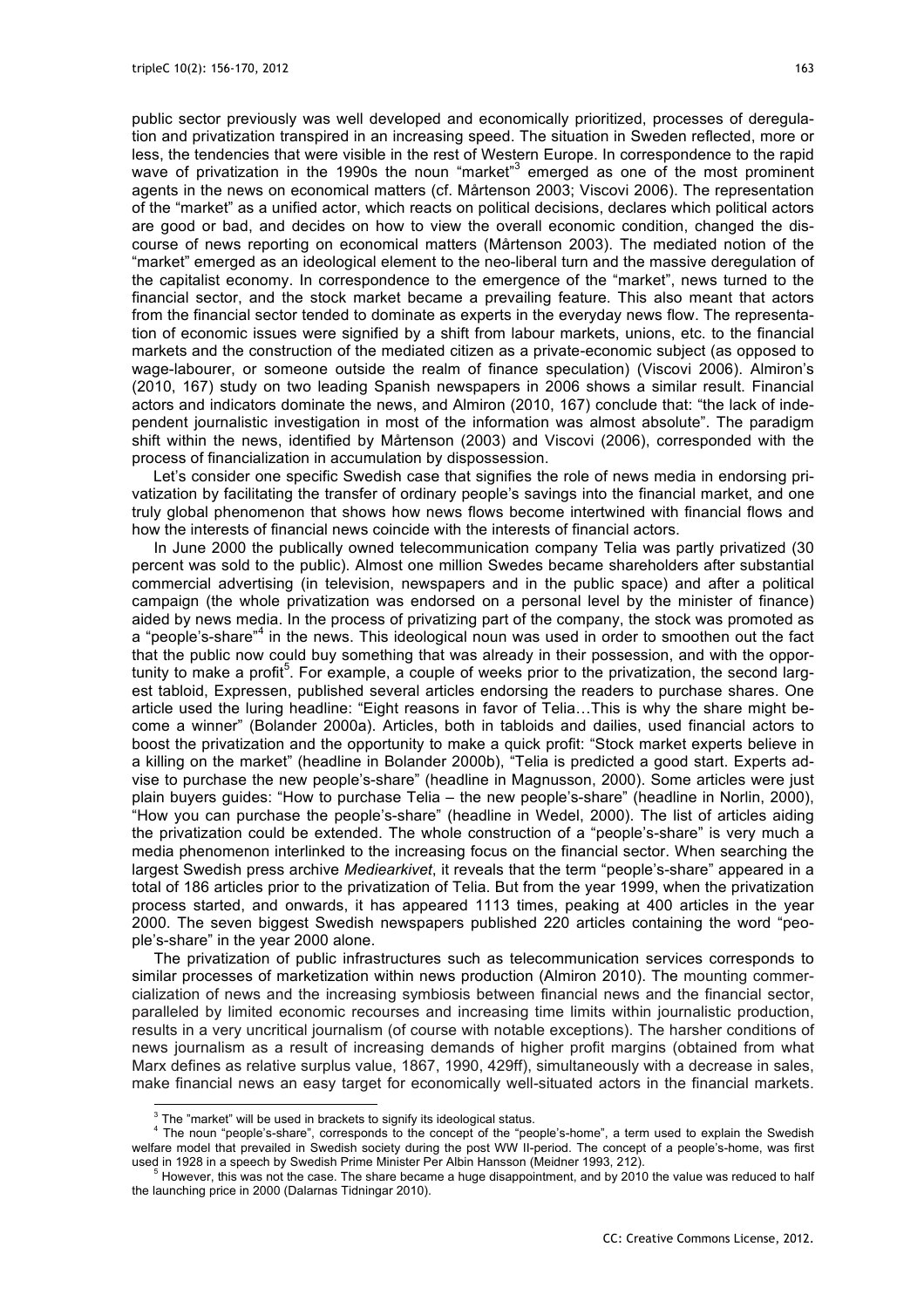public sector previously was well developed and economically prioritized, processes of deregulation and privatization transpired in an increasing speed. The situation in Sweden reflected, more or less, the tendencies that were visible in the rest of Western Europe. In correspondence to the rapid wave of privatization in the 1990s the noun "market"[3] emerged as one of the most prominent agents in the news on economical matters (cf. Mårtenson 2003; Viscovi 2006). The representation of the "market" as a unified actor, which reacts on political decisions, declares which political actors are good or bad, and decides on how to view the overall economic condition, changed the discourse of news reporting on economical matters (Mårtenson 2003). The mediated notion of the "market" emerged as an ideological element to the neo-liberal turn and the massive deregulation of the capitalist economy. In correspondence to the emergence of the "market", news turned to the financial sector, and the stock market became a prevailing feature. This also meant that actors from the financial sector tended to dominate as experts in the everyday news flow. The representation of economic issues were signified by a shift from labour markets, unions, etc. to the financial markets and the construction of the mediated citizen as a private-economic subject (as opposed to wage-labourer, or someone outside the realm of finance speculation) (Viscovi 2006). Almiron's (2010, 167) study on two leading Spanish newspapers in 2006 shows a similar result. Financial actors and indicators dominate the news, and Almiron (2010, 167) conclude that: "the lack of independent journalistic investigation in most of the information was almost absolute". The paradigm shift within the news, identified by Mårtenson (2003) and Viscovi (2006), corresponded with the process of financialization in accumulation by dispossession.

Let's consider one specific Swedish case that signifies the role of news media in endorsing privatization by facilitating the transfer of ordinary people's savings into the financial market, and one truly global phenomenon that shows how news flows become intertwined with financial flows and how the interests of financial news coincide with the interests of financial actors.

In June 2000 the publically owned telecommunication company Telia was partly privatized (30 percent was sold to the public). Almost one million Swedes became shareholders after substantial commercial advertising (in television, newspapers and in the public space) and after a political campaign (the whole privatization was endorsed on a personal level by the minister of finance) aided by news media. In the process of privatizing part of the company, the stock was promoted as a "people's-share"[4] in the news. This ideological noun was used in order to smoothen out the fact that the public now could buy something that was already in their possession, and with the opportunity to make a profit[5]. For example, a couple of weeks prior to the privatization, the second largest tabloid, Expressen, published several articles endorsing the readers to purchase shares. One article used the luring headline: "Eight reasons in favor of Telia…This is why the share might become a winner" (Bolander 2000a). Articles, both in tabloids and dailies, used financial actors to boost the privatization and the opportunity to make a quick profit: "Stock market experts believe in a killing on the market" (headline in Bolander 2000b), "Telia is predicted a good start. Experts advise to purchase the new people's-share" (headline in Magnusson, 2000). Some articles were just plain buyers guides: "How to purchase Telia – the new people's-share" (headline in Norlin, 2000), "How you can purchase the people's-share" (headline in Wedel, 2000). The list of articles aiding the privatization could be extended. The whole construction of a "people's-share" is very much a media phenomenon interlinked to the increasing focus on the financial sector. When searching the largest Swedish press archive *Mediearkivet*, it reveals that the term "people's-share" appeared in a total of 186 articles prior to the privatization of Telia. But from the year 1999, when the privatization process started, and onwards, it has appeared 1113 times, peaking at 400 articles in the year 2000. The seven biggest Swedish newspapers published 220 articles containing the word "people's-share" in the year 2000 alone.

The privatization of public infrastructures such as telecommunication services corresponds to similar processes of marketization within news production (Almiron 2010). The mounting commercialization of news and the increasing symbiosis between financial news and the financial sector, paralleled by limited economic recourses and increasing time limits within journalistic production, results in a very uncritical journalism (of course with notable exceptions). The harsher conditions of news journalism as a result of increasing demands of higher profit margins (obtained from what Marx defines as relative surplus value, 1867, 1990, 429ff), simultaneously with a decrease in sales, make financial news an easy target for economically well-situated actors in the financial markets.

---

[3] The "market" will be used in brackets to signify its ideological status.

[4] The noun "people's-share", corresponds to the concept of the "people's-home", a term used to explain the Swedish welfare model that prevailed in Swedish society during the post WW II-period. The concept of a people's-home, was first used in 1928 in a speech by Swedish Prime Minister Per Albin Hansson (Meidner 1993, 212).

[5] However, this was not the case. The share became a huge disappointment, and by 2010 the value was reduced to half the launching price in 2000 (Dalarnas Tidningar 2010).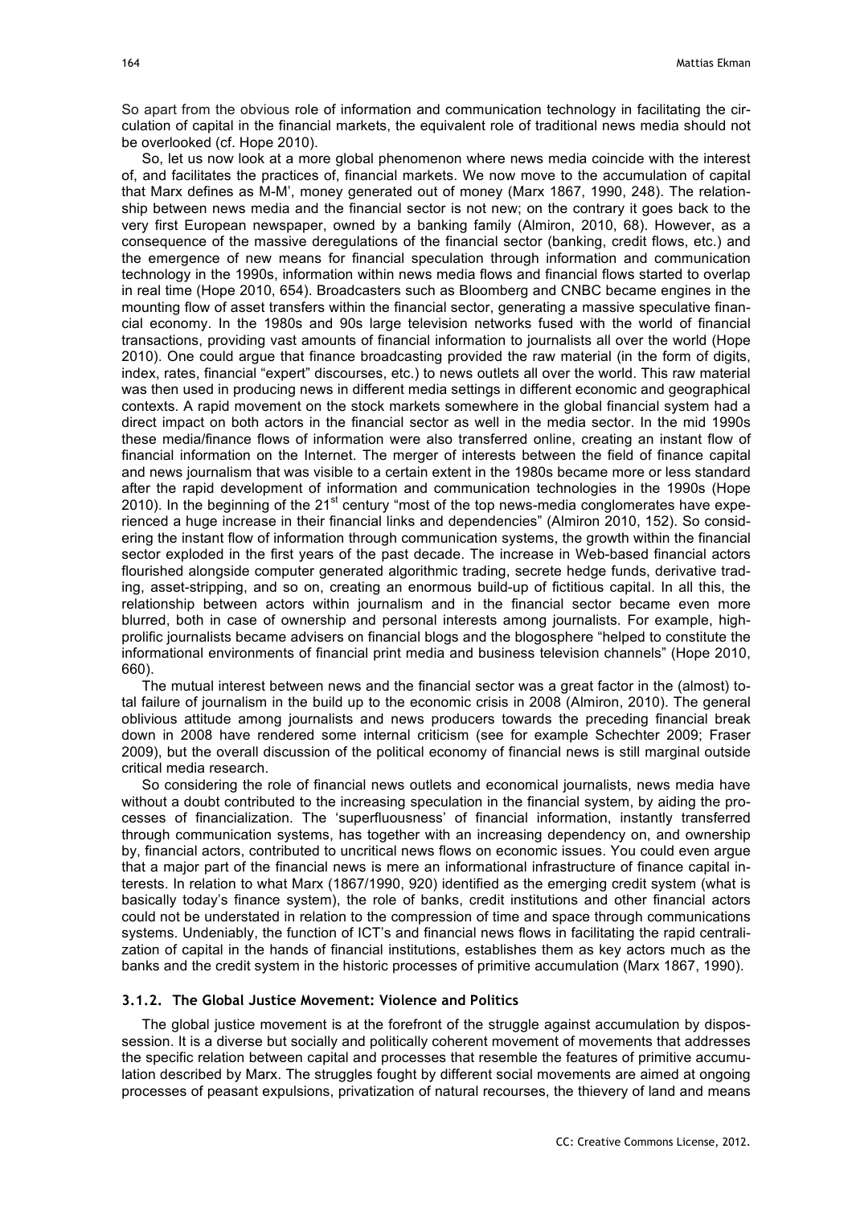So apart from the obvious role of information and communication technology in facilitating the circulation of capital in the financial markets, the equivalent role of traditional news media should not be overlooked (cf. Hope 2010).

So, let us now look at a more global phenomenon where news media coincide with the interest of, and facilitates the practices of, financial markets. We now move to the accumulation of capital that Marx defines as M-M', money generated out of money (Marx 1867, 1990, 248). The relationship between news media and the financial sector is not new; on the contrary it goes back to the very first European newspaper, owned by a banking family (Almiron, 2010, 68). However, as a consequence of the massive deregulations of the financial sector (banking, credit flows, etc.) and the emergence of new means for financial speculation through information and communication technology in the 1990s, information within news media flows and financial flows started to overlap in real time (Hope 2010, 654). Broadcasters such as Bloomberg and CNBC became engines in the mounting flow of asset transfers within the financial sector, generating a massive speculative financial economy. In the 1980s and 90s large television networks fused with the world of financial transactions, providing vast amounts of financial information to journalists all over the world (Hope 2010). One could argue that finance broadcasting provided the raw material (in the form of digits, index, rates, financial "expert" discourses, etc.) to news outlets all over the world. This raw material was then used in producing news in different media settings in different economic and geographical contexts. A rapid movement on the stock markets somewhere in the global financial system had a direct impact on both actors in the financial sector as well in the media sector. In the mid 1990s these media/finance flows of information were also transferred online, creating an instant flow of financial information on the Internet. The merger of interests between the field of finance capital and news journalism that was visible to a certain extent in the 1980s became more or less standard after the rapid development of information and communication technologies in the 1990s (Hope 2010). In the beginning of the 21st century "most of the top news-media conglomerates have experienced a huge increase in their financial links and dependencies" (Almiron 2010, 152). So considering the instant flow of information through communication systems, the growth within the financial sector exploded in the first years of the past decade. The increase in Web-based financial actors flourished alongside computer generated algorithmic trading, secrete hedge funds, derivative trading, asset-stripping, and so on, creating an enormous build-up of fictitious capital. In all this, the relationship between actors within journalism and in the financial sector became even more blurred, both in case of ownership and personal interests among journalists. For example, high-prolific journalists became advisers on financial blogs and the blogosphere "helped to constitute the informational environments of financial print media and business television channels" (Hope 2010, 660).

The mutual interest between news and the financial sector was a great factor in the (almost) total failure of journalism in the build up to the economic crisis in 2008 (Almiron, 2010). The general oblivious attitude among journalists and news producers towards the preceding financial break down in 2008 have rendered some internal criticism (see for example Schechter 2009; Fraser 2009), but the overall discussion of the political economy of financial news is still marginal outside critical media research.

So considering the role of financial news outlets and economical journalists, news media have without a doubt contributed to the increasing speculation in the financial system, by aiding the processes of financialization. The 'superfluousness' of financial information, instantly transferred through communication systems, has together with an increasing dependency on, and ownership by, financial actors, contributed to uncritical news flows on economic issues. You could even argue that a major part of the financial news is mere an informational infrastructure of finance capital interests. In relation to what Marx (1867/1990, 920) identified as the emerging credit system (what is basically today's finance system), the role of banks, credit institutions and other financial actors could not be understated in relation to the compression of time and space through communications systems. Undeniably, the function of ICT's and financial news flows in facilitating the rapid centralization of capital in the hands of financial institutions, establishes them as key actors much as the banks and the credit system in the historic processes of primitive accumulation (Marx 1867, 1990).

### 3.1.2. The Global Justice Movement: Violence and Politics

The global justice movement is at the forefront of the struggle against accumulation by dispossession. It is a diverse but socially and politically coherent movement of movements that addresses the specific relation between capital and processes that resemble the features of primitive accumulation described by Marx. The struggles fought by different social movements are aimed at ongoing processes of peasant expulsions, privatization of natural recourses, the thievery of land and means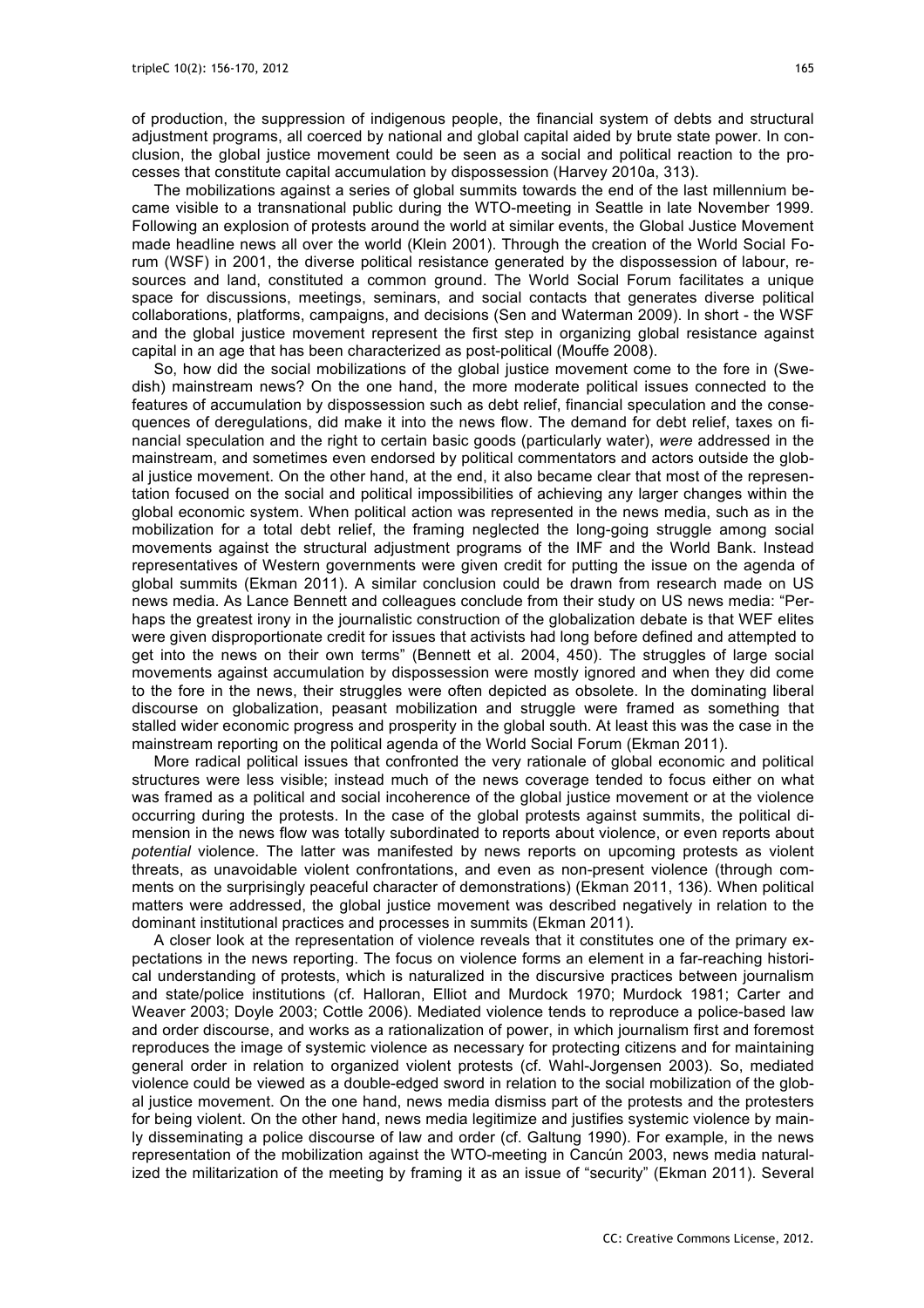of production, the suppression of indigenous people, the financial system of debts and structural adjustment programs, all coerced by national and global capital aided by brute state power. In conclusion, the global justice movement could be seen as a social and political reaction to the processes that constitute capital accumulation by dispossession (Harvey 2010a, 313).

The mobilizations against a series of global summits towards the end of the last millennium became visible to a transnational public during the WTO-meeting in Seattle in late November 1999. Following an explosion of protests around the world at similar events, the Global Justice Movement made headline news all over the world (Klein 2001). Through the creation of the World Social Forum (WSF) in 2001, the diverse political resistance generated by the dispossession of labour, resources and land, constituted a common ground. The World Social Forum facilitates a unique space for discussions, meetings, seminars, and social contacts that generates diverse political collaborations, platforms, campaigns, and decisions (Sen and Waterman 2009). In short - the WSF and the global justice movement represent the first step in organizing global resistance against capital in an age that has been characterized as post-political (Mouffe 2008).

So, how did the social mobilizations of the global justice movement come to the fore in (Swedish) mainstream news? On the one hand, the more moderate political issues connected to the features of accumulation by dispossession such as debt relief, financial speculation and the consequences of deregulations, did make it into the news flow. The demand for debt relief, taxes on financial speculation and the right to certain basic goods (particularly water), *were* addressed in the mainstream, and sometimes even endorsed by political commentators and actors outside the global justice movement. On the other hand, at the end, it also became clear that most of the representation focused on the social and political impossibilities of achieving any larger changes within the global economic system. When political action was represented in the news media, such as in the mobilization for a total debt relief, the framing neglected the long-going struggle among social movements against the structural adjustment programs of the IMF and the World Bank. Instead representatives of Western governments were given credit for putting the issue on the agenda of global summits (Ekman 2011). A similar conclusion could be drawn from research made on US news media. As Lance Bennett and colleagues conclude from their study on US news media: "Perhaps the greatest irony in the journalistic construction of the globalization debate is that WEF elites were given disproportionate credit for issues that activists had long before defined and attempted to get into the news on their own terms" (Bennett et al. 2004, 450). The struggles of large social movements against accumulation by dispossession were mostly ignored and when they did come to the fore in the news, their struggles were often depicted as obsolete. In the dominating liberal discourse on globalization, peasant mobilization and struggle were framed as something that stalled wider economic progress and prosperity in the global south. At least this was the case in the mainstream reporting on the political agenda of the World Social Forum (Ekman 2011).

More radical political issues that confronted the very rationale of global economic and political structures were less visible; instead much of the news coverage tended to focus either on what was framed as a political and social incoherence of the global justice movement or at the violence occurring during the protests. In the case of the global protests against summits, the political dimension in the news flow was totally subordinated to reports about violence, or even reports about *potential* violence. The latter was manifested by news reports on upcoming protests as violent threats, as unavoidable violent confrontations, and even as non-present violence (through comments on the surprisingly peaceful character of demonstrations) (Ekman 2011, 136). When political matters were addressed, the global justice movement was described negatively in relation to the dominant institutional practices and processes in summits (Ekman 2011).

A closer look at the representation of violence reveals that it constitutes one of the primary expectations in the news reporting. The focus on violence forms an element in a far-reaching historical understanding of protests, which is naturalized in the discursive practices between journalism and state/police institutions (cf. Halloran, Elliot and Murdock 1970; Murdock 1981; Carter and Weaver 2003; Doyle 2003; Cottle 2006). Mediated violence tends to reproduce a police-based law and order discourse, and works as a rationalization of power, in which journalism first and foremost reproduces the image of systemic violence as necessary for protecting citizens and for maintaining general order in relation to organized violent protests (cf. Wahl-Jorgensen 2003). So, mediated violence could be viewed as a double-edged sword in relation to the social mobilization of the global justice movement. On the one hand, news media dismiss part of the protests and the protesters for being violent. On the other hand, news media legitimize and justifies systemic violence by mainly disseminating a police discourse of law and order (cf. Galtung 1990). For example, in the news representation of the mobilization against the WTO-meeting in Cancún 2003, news media naturalized the militarization of the meeting by framing it as an issue of "security" (Ekman 2011). Several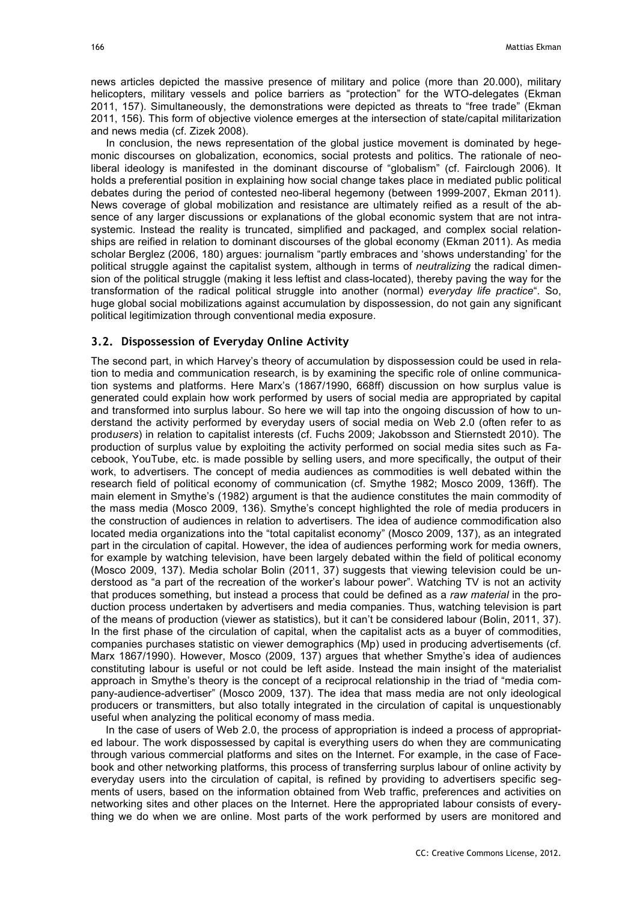news articles depicted the massive presence of military and police (more than 20.000), military helicopters, military vessels and police barriers as "protection" for the WTO-delegates (Ekman 2011, 157). Simultaneously, the demonstrations were depicted as threats to "free trade" (Ekman 2011, 156). This form of objective violence emerges at the intersection of state/capital militarization and news media (cf. Zizek 2008).

In conclusion, the news representation of the global justice movement is dominated by hegemonic discourses on globalization, economics, social protests and politics. The rationale of neoliberal ideology is manifested in the dominant discourse of "globalism" (cf. Fairclough 2006). It holds a preferential position in explaining how social change takes place in mediated public political debates during the period of contested neo-liberal hegemony (between 1999-2007, Ekman 2011). News coverage of global mobilization and resistance are ultimately reified as a result of the absence of any larger discussions or explanations of the global economic system that are not intrasystemic. Instead the reality is truncated, simplified and packaged, and complex social relationships are reified in relation to dominant discourses of the global economy (Ekman 2011). As media scholar Berglez (2006, 180) argues: journalism "partly embraces and 'shows understanding' for the political struggle against the capitalist system, although in terms of *neutralizing* the radical dimension of the political struggle (making it less leftist and class-located), thereby paving the way for the transformation of the radical political struggle into another (normal) *everyday life practice*". So, huge global social mobilizations against accumulation by dispossession, do not gain any significant political legitimization through conventional media exposure.

### 3.2. Dispossession of Everyday Online Activity

The second part, in which Harvey's theory of accumulation by dispossession could be used in relation to media and communication research, is by examining the specific role of online communication systems and platforms. Here Marx's (1867/1990, 668ff) discussion on how surplus value is generated could explain how work performed by users of social media are appropriated by capital and transformed into surplus labour. So here we will tap into the ongoing discussion of how to understand the activity performed by everyday users of social media on Web 2.0 (often refer to as prod*users*) in relation to capitalist interests (cf. Fuchs 2009; Jakobsson and Stiernstedt 2010). The production of surplus value by exploiting the activity performed on social media sites such as Facebook, YouTube, etc. is made possible by selling users, and more specifically, the output of their work, to advertisers. The concept of media audiences as commodities is well debated within the research field of political economy of communication (cf. Smythe 1982; Mosco 2009, 136ff). The main element in Smythe's (1982) argument is that the audience constitutes the main commodity of the mass media (Mosco 2009, 136). Smythe's concept highlighted the role of media producers in the construction of audiences in relation to advertisers. The idea of audience commodification also located media organizations into the "total capitalist economy" (Mosco 2009, 137), as an integrated part in the circulation of capital. However, the idea of audiences performing work for media owners, for example by watching television, have been largely debated within the field of political economy (Mosco 2009, 137). Media scholar Bolin (2011, 37) suggests that viewing television could be understood as "a part of the recreation of the worker's labour power". Watching TV is not an activity that produces something, but instead a process that could be defined as a *raw material* in the production process undertaken by advertisers and media companies. Thus, watching television is part of the means of production (viewer as statistics), but it can't be considered labour (Bolin, 2011, 37). In the first phase of the circulation of capital, when the capitalist acts as a buyer of commodities, companies purchases statistic on viewer demographics (Mp) used in producing advertisements (cf. Marx 1867/1990). However, Mosco (2009, 137) argues that whether Smythe's idea of audiences constituting labour is useful or not could be left aside. Instead the main insight of the materialist approach in Smythe's theory is the concept of a reciprocal relationship in the triad of "media company-audience-advertiser" (Mosco 2009, 137). The idea that mass media are not only ideological producers or transmitters, but also totally integrated in the circulation of capital is unquestionably useful when analyzing the political economy of mass media.

In the case of users of Web 2.0, the process of appropriation is indeed a process of appropriated labour. The work dispossessed by capital is everything users do when they are communicating through various commercial platforms and sites on the Internet. For example, in the case of Facebook and other networking platforms, this process of transferring surplus labour of online activity by everyday users into the circulation of capital, is refined by providing to advertisers specific segments of users, based on the information obtained from Web traffic, preferences and activities on networking sites and other places on the Internet. Here the appropriated labour consists of everything we do when we are online. Most parts of the work performed by users are monitored and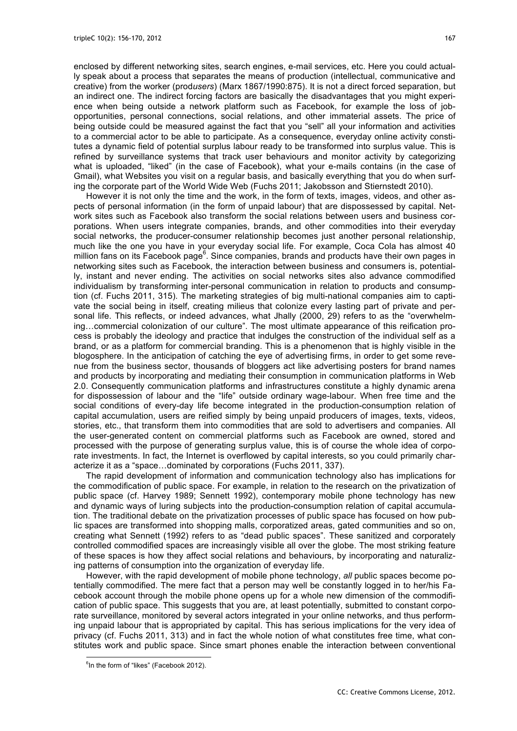enclosed by different networking sites, search engines, e-mail services, etc. Here you could actually speak about a process that separates the means of production (intellectual, communicative and creative) from the worker (prod*users*) (Marx 1867/1990:875). It is not a direct forced separation, but an indirect one. The indirect forcing factors are basically the disadvantages that you might experience when being outside a network platform such as Facebook, for example the loss of job-opportunities, personal connections, social relations, and other immaterial assets. The price of being outside could be measured against the fact that you "sell" all your information and activities to a commercial actor to be able to participate. As a consequence, everyday online activity constitutes a dynamic field of potential surplus labour ready to be transformed into surplus value. This is refined by surveillance systems that track user behaviours and monitor activity by categorizing what is uploaded, "liked" (in the case of Facebook), what your e-mails contains (in the case of Gmail), what Websites you visit on a regular basis, and basically everything that you do when surfing the corporate part of the World Wide Web (Fuchs 2011; Jakobsson and Stiernstedt 2010).

However it is not only the time and the work, in the form of texts, images, videos, and other aspects of personal information (in the form of unpaid labour) that are dispossessed by capital. Network sites such as Facebook also transform the social relations between users and business corporations. When users integrate companies, brands, and other commodities into their everyday social networks, the producer-consumer relationship becomes just another personal relationship, much like the one you have in your everyday social life. For example, Coca Cola has almost 40 million fans on its Facebook page[6]. Since companies, brands and products have their own pages in networking sites such as Facebook, the interaction between business and consumers is, potentially, instant and never ending. The activities on social networks sites also advance commodified individualism by transforming inter-personal communication in relation to products and consumption (cf. Fuchs 2011, 315). The marketing strategies of big multi-national companies aim to captivate the social being in itself, creating milieus that colonize every lasting part of private and personal life. This reflects, or indeed advances, what Jhally (2000, 29) refers to as the "overwhelming…commercial colonization of our culture". The most ultimate appearance of this reification process is probably the ideology and practice that indulges the construction of the individual self as a brand, or as a platform for commercial branding. This is a phenomenon that is highly visible in the blogosphere. In the anticipation of catching the eye of advertising firms, in order to get some revenue from the business sector, thousands of bloggers act like advertising posters for brand names and products by incorporating and mediating their consumption in communication platforms in Web 2.0. Consequently communication platforms and infrastructures constitute a highly dynamic arena for dispossession of labour and the "life" outside ordinary wage-labour. When free time and the social conditions of every-day life become integrated in the production-consumption relation of capital accumulation, users are reified simply by being unpaid producers of images, texts, videos, stories, etc., that transform them into commodities that are sold to advertisers and companies. All the user-generated content on commercial platforms such as Facebook are owned, stored and processed with the purpose of generating surplus value, this is of course the whole idea of corporate investments. In fact, the Internet is overflowed by capital interests, so you could primarily characterize it as a "space…dominated by corporations (Fuchs 2011, 337).

The rapid development of information and communication technology also has implications for the commodification of public space. For example, in relation to the research on the privatization of public space (cf. Harvey 1989; Sennett 1992), contemporary mobile phone technology has new and dynamic ways of luring subjects into the production-consumption relation of capital accumulation. The traditional debate on the privatization processes of public space has focused on how public spaces are transformed into shopping malls, corporatized areas, gated communities and so on, creating what Sennett (1992) refers to as "dead public spaces". These sanitized and corporately controlled commodified spaces are increasingly visible all over the globe. The most striking feature of these spaces is how they affect social relations and behaviours, by incorporating and naturalizing patterns of consumption into the organization of everyday life.

However, with the rapid development of mobile phone technology, *all* public spaces become potentially commodified. The mere fact that a person may well be constantly logged in to her/his Facebook account through the mobile phone opens up for a whole new dimension of the commodification of public space. This suggests that you are, at least potentially, submitted to constant corporate surveillance, monitored by several actors integrated in your online networks, and thus performing unpaid labour that is appropriated by capital. This has serious implications for the very idea of privacy (cf. Fuchs 2011, 313) and in fact the whole notion of what constitutes free time, what constitutes work and public space. Since smart phones enable the interaction between conventional

[6] In the form of "likes" (Facebook 2012).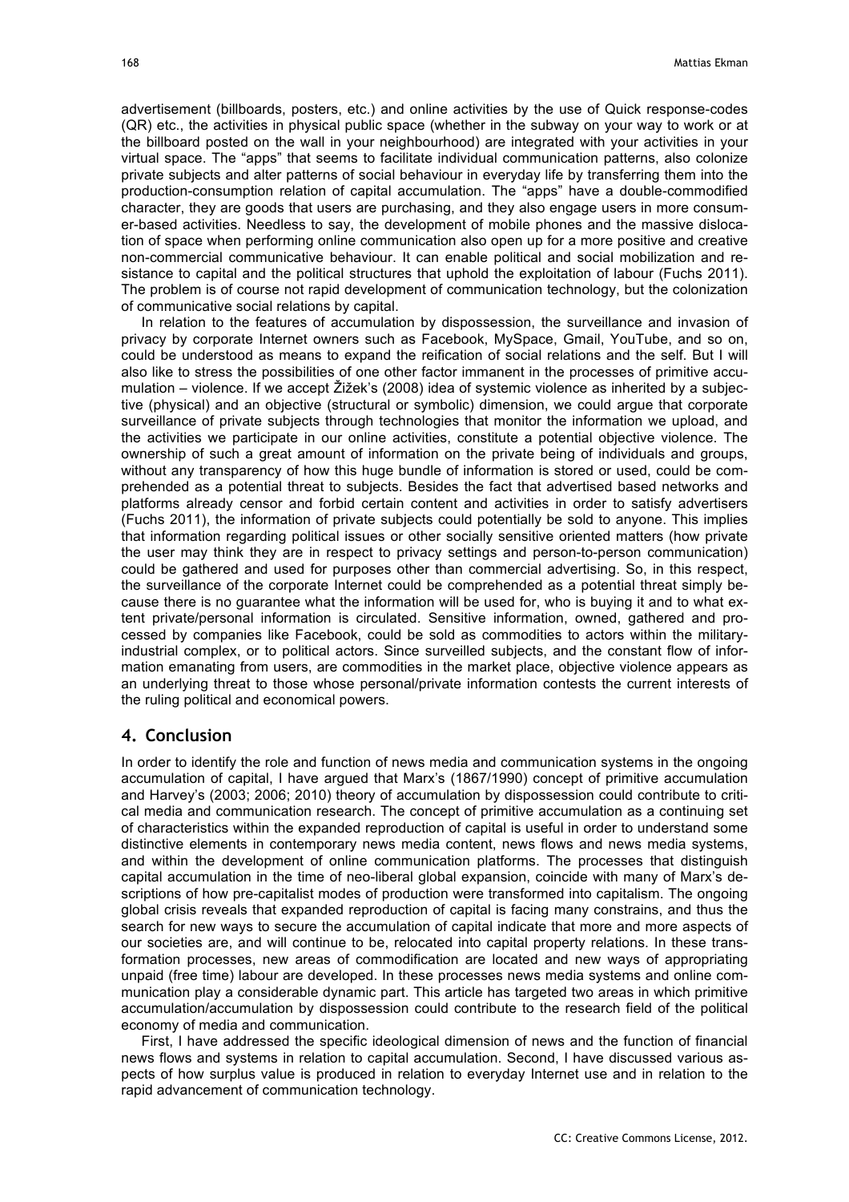advertisement (billboards, posters, etc.) and online activities by the use of Quick response-codes (QR) etc., the activities in physical public space (whether in the subway on your way to work or at the billboard posted on the wall in your neighbourhood) are integrated with your activities in your virtual space. The "apps" that seems to facilitate individual communication patterns, also colonize private subjects and alter patterns of social behaviour in everyday life by transferring them into the production-consumption relation of capital accumulation. The "apps" have a double-commodified character, they are goods that users are purchasing, and they also engage users in more consumer-based activities. Needless to say, the development of mobile phones and the massive dislocation of space when performing online communication also open up for a more positive and creative non-commercial communicative behaviour. It can enable political and social mobilization and resistance to capital and the political structures that uphold the exploitation of labour (Fuchs 2011). The problem is of course not rapid development of communication technology, but the colonization of communicative social relations by capital.

In relation to the features of accumulation by dispossession, the surveillance and invasion of privacy by corporate Internet owners such as Facebook, MySpace, Gmail, YouTube, and so on, could be understood as means to expand the reification of social relations and the self. But I will also like to stress the possibilities of one other factor immanent in the processes of primitive accumulation – violence. If we accept Žižek's (2008) idea of systemic violence as inherited by a subjective (physical) and an objective (structural or symbolic) dimension, we could argue that corporate surveillance of private subjects through technologies that monitor the information we upload, and the activities we participate in our online activities, constitute a potential objective violence. The ownership of such a great amount of information on the private being of individuals and groups, without any transparency of how this huge bundle of information is stored or used, could be comprehended as a potential threat to subjects. Besides the fact that advertised based networks and platforms already censor and forbid certain content and activities in order to satisfy advertisers (Fuchs 2011), the information of private subjects could potentially be sold to anyone. This implies that information regarding political issues or other socially sensitive oriented matters (how private the user may think they are in respect to privacy settings and person-to-person communication) could be gathered and used for purposes other than commercial advertising. So, in this respect, the surveillance of the corporate Internet could be comprehended as a potential threat simply because there is no guarantee what the information will be used for, who is buying it and to what extent private/personal information is circulated. Sensitive information, owned, gathered and processed by companies like Facebook, could be sold as commodities to actors within the military-industrial complex, or to political actors. Since surveilled subjects, and the constant flow of information emanating from users, are commodities in the market place, objective violence appears as an underlying threat to those whose personal/private information contests the current interests of the ruling political and economical powers.

## 4. Conclusion

In order to identify the role and function of news media and communication systems in the ongoing accumulation of capital, I have argued that Marx's (1867/1990) concept of primitive accumulation and Harvey's (2003; 2006; 2010) theory of accumulation by dispossession could contribute to critical media and communication research. The concept of primitive accumulation as a continuing set of characteristics within the expanded reproduction of capital is useful in order to understand some distinctive elements in contemporary news media content, news flows and news media systems, and within the development of online communication platforms. The processes that distinguish capital accumulation in the time of neo-liberal global expansion, coincide with many of Marx's descriptions of how pre-capitalist modes of production were transformed into capitalism. The ongoing global crisis reveals that expanded reproduction of capital is facing many constrains, and thus the search for new ways to secure the accumulation of capital indicate that more and more aspects of our societies are, and will continue to be, relocated into capital property relations. In these transformation processes, new areas of commodification are located and new ways of appropriating unpaid (free time) labour are developed. In these processes news media systems and online communication play a considerable dynamic part. This article has targeted two areas in which primitive accumulation/accumulation by dispossession could contribute to the research field of the political economy of media and communication.

First, I have addressed the specific ideological dimension of news and the function of financial news flows and systems in relation to capital accumulation. Second, I have discussed various aspects of how surplus value is produced in relation to everyday Internet use and in relation to the rapid advancement of communication technology.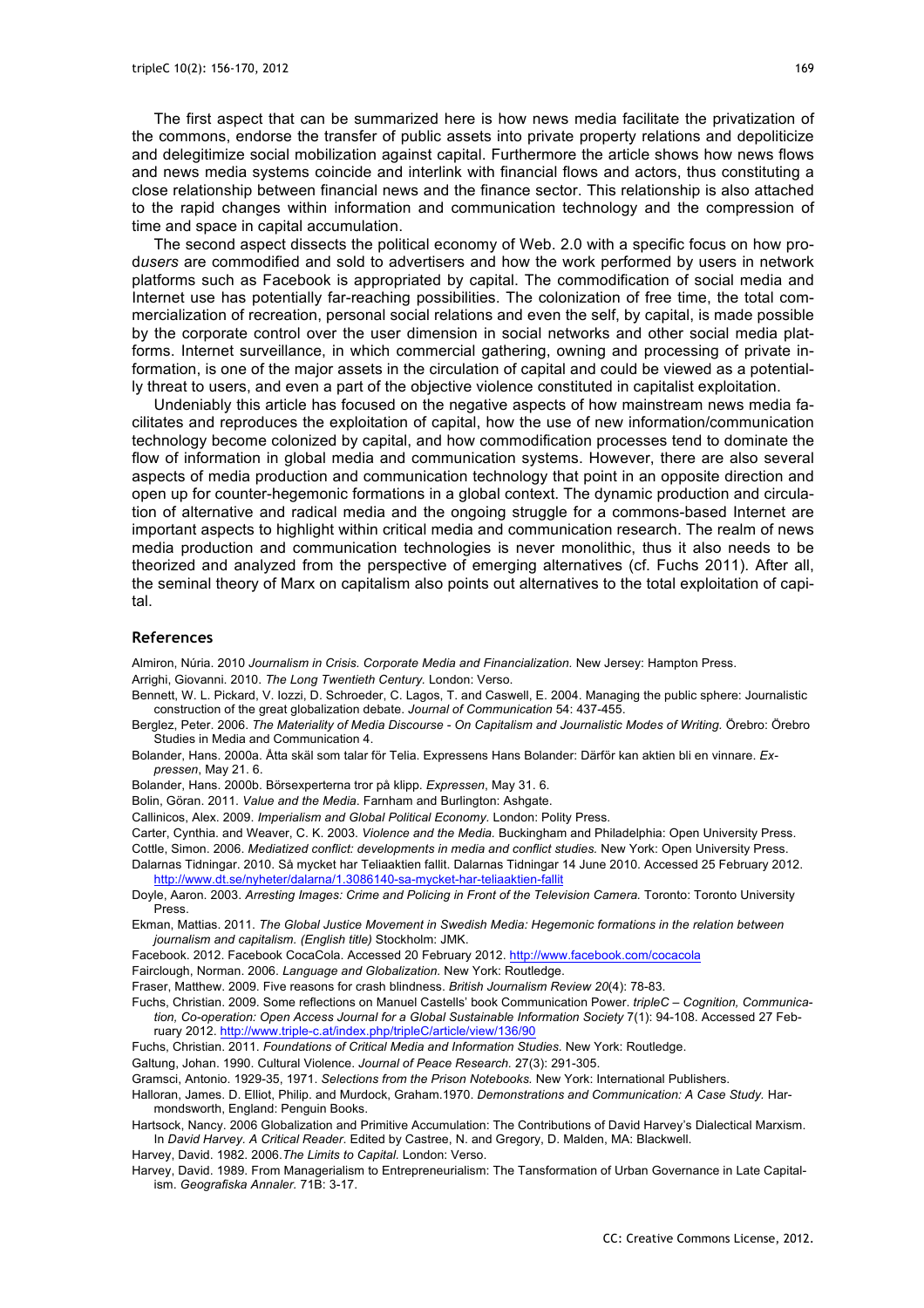The first aspect that can be summarized here is how news media facilitate the privatization of the commons, endorse the transfer of public assets into private property relations and depoliticize and delegitimize social mobilization against capital. Furthermore the article shows how news flows and news media systems coincide and interlink with financial flows and actors, thus constituting a close relationship between financial news and the finance sector. This relationship is also attached to the rapid changes within information and communication technology and the compression of time and space in capital accumulation.

The second aspect dissects the political economy of Web. 2.0 with a specific focus on how prod*users* are commodified and sold to advertisers and how the work performed by users in network platforms such as Facebook is appropriated by capital. The commodification of social media and Internet use has potentially far-reaching possibilities. The colonization of free time, the total commercialization of recreation, personal social relations and even the self, by capital, is made possible by the corporate control over the user dimension in social networks and other social media platforms. Internet surveillance, in which commercial gathering, owning and processing of private information, is one of the major assets in the circulation of capital and could be viewed as a potentially threat to users, and even a part of the objective violence constituted in capitalist exploitation.

Undeniably this article has focused on the negative aspects of how mainstream news media facilitates and reproduces the exploitation of capital, how the use of new information/communication technology become colonized by capital, and how commodification processes tend to dominate the flow of information in global media and communication systems. However, there are also several aspects of media production and communication technology that point in an opposite direction and open up for counter-hegemonic formations in a global context. The dynamic production and circulation of alternative and radical media and the ongoing struggle for a commons-based Internet are important aspects to highlight within critical media and communication research. The realm of news media production and communication technologies is never monolithic, thus it also needs to be theorized and analyzed from the perspective of emerging alternatives (cf. Fuchs 2011). After all, the seminal theory of Marx on capitalism also points out alternatives to the total exploitation of capital.

## References

Almiron, Núria. 2010 *Journalism in Crisis. Corporate Media and Financialization.* New Jersey: Hampton Press.

Arrighi, Giovanni. 2010. *The Long Twentieth Century.* London: Verso.

Bennett, W. L. Pickard, V. Iozzi, D. Schroeder, C. Lagos, T. and Caswell, E. 2004. Managing the public sphere: Journalistic construction of the great globalization debate. *Journal of Communication* 54: 437-455.

Berglez, Peter. 2006. *The Materiality of Media Discourse - On Capitalism and Journalistic Modes of Writing.* Örebro: Örebro Studies in Media and Communication 4.

Bolander, Hans. 2000a. Åtta skäl som talar för Telia. Expressens Hans Bolander: Därför kan aktien bli en vinnare. *Expressen*, May 21. 6.

Bolander, Hans. 2000b. Börsexperterna tror på klipp. *Expressen*, May 31. 6.

Bolin, Göran. 2011. *Value and the Media*. Farnham and Burlington: Ashgate.

Callinicos, Alex. 2009. *Imperialism and Global Political Economy.* London: Polity Press.

Carter, Cynthia. and Weaver, C. K. 2003. *Violence and the Media.* Buckingham and Philadelphia: Open University Press.

Cottle, Simon. 2006. *Mediatized conflict: developments in media and conflict studies.* New York: Open University Press.

Dalarnas Tidningar. 2010. Så mycket har Teliaaktien fallit. Dalarnas Tidningar 14 June 2010. Accessed 25 February 2012. http://www.dt.se/nyheter/dalarna/1.3086140-sa-mycket-har-teliaaktien-fallit

Doyle, Aaron. 2003. *Arresting Images: Crime and Policing in Front of the Television Camera.* Toronto: Toronto University Press.

Ekman, Mattias. 2011. *The Global Justice Movement in Swedish Media: Hegemonic formations in the relation between journalism and capitalism. (English title)* Stockholm: JMK.

Facebook. 2012. Facebook CocaCola. Accessed 20 February 2012. http://www.facebook.com/cocacola

Fairclough, Norman. 2006. *Language and Globalization.* New York: Routledge.

Fraser, Matthew. 2009. Five reasons for crash blindness. *British Journalism Review 20*(4): 78-83.

Fuchs, Christian. 2009. Some reflections on Manuel Castells' book Communication Power. *tripleC – Cognition, Communication, Co-operation: Open Access Journal for a Global Sustainable Information Society* 7(1): 94-108. Accessed 27 February 2012. http://www.triple-c.at/index.php/tripleC/article/view/136/90

Fuchs, Christian. 2011. *Foundations of Critical Media and Information Studies.* New York: Routledge.

Galtung, Johan. 1990. Cultural Violence. *Journal of Peace Research.* 27(3): 291-305.

Gramsci, Antonio. 1929-35, 1971. *Selections from the Prison Notebooks.* New York: International Publishers.

Halloran, James. D. Elliot, Philip. and Murdock, Graham.1970. *Demonstrations and Communication: A Case Study.* Harmondsworth, England: Penguin Books.

Hartsock, Nancy. 2006 Globalization and Primitive Accumulation: The Contributions of David Harvey's Dialectical Marxism. In *David Harvey. A Critical Reader*. Edited by Castree, N. and Gregory, D. Malden, MA: Blackwell.

Harvey, David. 1982. 2006.*The Limits to Capital.* London: Verso.

Harvey, David. 1989. From Managerialism to Entrepreneurialism: The Tansformation of Urban Governance in Late Capitalism. *Geografiska Annaler.* 71B: 3-17.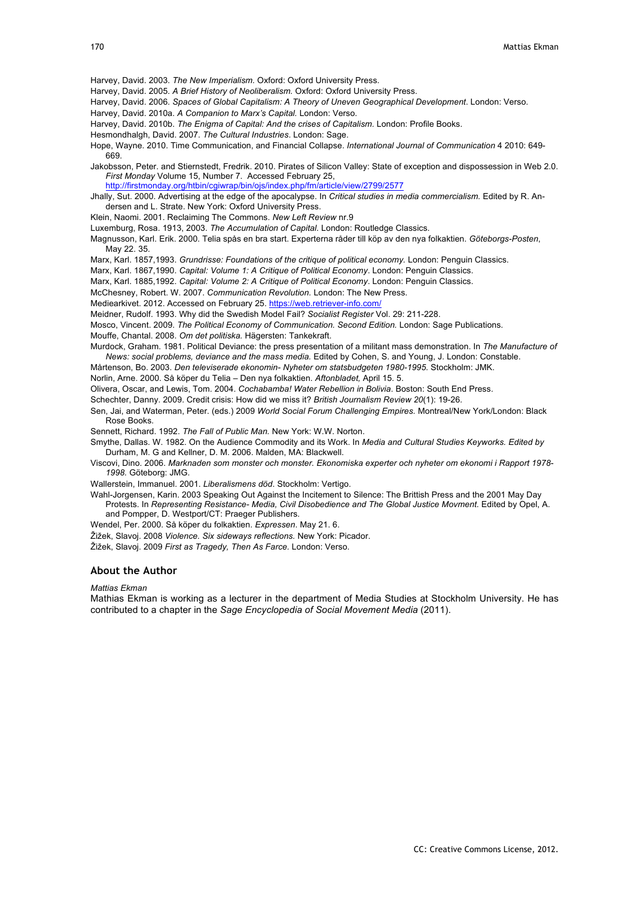Harvey, David. 2003. *The New Imperialism.* Oxford: Oxford University Press.

Harvey, David. 2005. *A Brief History of Neoliberalism.* Oxford: Oxford University Press.

Harvey, David. 2006. *Spaces of Global Capitalism: A Theory of Uneven Geographical Development*. London: Verso.

Harvey, David. 2010a. *A Companion to Marx's Capital.* London: Verso.

Harvey, David. 2010b. *The Enigma of Capital: And the crises of Capitalism.* London: Profile Books.

Hesmondhalgh, David. 2007. *The Cultural Industries*. London: Sage.

Hope, Wayne. 2010. Time Communication, and Financial Collapse. *International Journal of Communication* 4 2010: 649-669.

Jakobsson, Peter. and Stiernstedt, Fredrik. 2010. Pirates of Silicon Valley: State of exception and dispossession in Web 2.0. *First Monday* Volume 15, Number 7. Accessed February 25, http://firstmonday.org/htbin/cgiwrap/bin/ojs/index.php/fm/article/view/2799/2577

Jhally, Sut. 2000. Advertising at the edge of the apocalypse. In *Critical studies in media commercialism.* Edited by R. Andersen and L. Strate. New York: Oxford University Press.

Klein, Naomi. 2001. Reclaiming The Commons. *New Left Review* nr.9

Luxemburg, Rosa. 1913, 2003. *The Accumulation of Capital*. London: Routledge Classics.

Magnusson, Karl. Erik. 2000. Telia spås en bra start. Experterna råder till köp av den nya folkaktien. *Göteborgs-Posten*, May 22. 35.

Marx, Karl. 1857,1993. *Grundrisse: Foundations of the critique of political economy.* London: Penguin Classics.

Marx, Karl. 1867,1990. *Capital: Volume 1: A Critique of Political Economy*. London: Penguin Classics.

Marx, Karl. 1885,1992. *Capital: Volume 2: A Critique of Political Economy*. London: Penguin Classics.

McChesney, Robert. W. 2007. *Communication Revolution.* London: The New Press.

Mediearkivet. 2012. Accessed on February 25. https://web.retriever-info.com/

Meidner, Rudolf. 1993. Why did the Swedish Model Fail? *Socialist Register* Vol. 29: 211-228.

Mosco, Vincent. 2009. *The Political Economy of Communication. Second Edition.* London: Sage Publications.

Mouffe, Chantal. 2008. *Om det politiska.* Hägersten: Tankekraft.

Murdock, Graham. 1981. Political Deviance: the press presentation of a militant mass demonstration. In *The Manufacture of News: social problems, deviance and the mass media.* Edited by Cohen, S. and Young, J. London: Constable.

Mårtenson, Bo. 2003. *Den televiserade ekonomin- Nyheter om statsbudgeten 1980-1995.* Stockholm: JMK.

Norlin, Arne. 2000. Så köper du Telia – Den nya folkaktien. *Aftonbladet,* April 15. 5.

Olivera, Oscar, and Lewis, Tom. 2004. *Cochabamba! Water Rebellion in Bolivia*. Boston: South End Press.

Schechter, Danny. 2009. Credit crisis: How did we miss it? *British Journalism Review 20*(1): 19-26.

Sen, Jai, and Waterman, Peter. (eds.) 2009 *World Social Forum Challenging Empires.* Montreal/New York/London: Black Rose Books.

Sennett, Richard. 1992. *The Fall of Public Man.* New York: W.W. Norton.

Smythe, Dallas. W. 1982. On the Audience Commodity and its Work. In *Media and Cultural Studies Keywords. Edited by* Durham, M. G and Kellner, D. M. 2006. Malden, MA: Blackwell.

Viscovi, Dino. 2006. *Marknaden som monster och monster. Ekonomiska experter och nyheter om ekonomi i Rapport 1978-1998.* Göteborg: JMG.

Wallerstein, Immanuel. 2001. *Liberalismens död*. Stockholm: Vertigo.

Wahl-Jorgensen, Karin. 2003 Speaking Out Against the Incitement to Silence: The Brittish Press and the 2001 May Day Protests. In *Representing Resistance- Media, Civil Disobedience and The Global Justice Movment.* Edited by Opel, A. and Pompper, D. Westport/CT: Praeger Publishers.

Wendel, Per. 2000. Så köper du folkaktien. *Expressen*. May 21. 6.

Žižek, Slavoj. 2008 *Violence. Six sideways reflections.* New York: Picador.

Žižek, Slavoj. 2009 *First as Tragedy, Then As Farce.* London: Verso.

## About the Author

*Mattias Ekman*

Mathias Ekman is working as a lecturer in the department of Media Studies at Stockholm University. He has contributed to a chapter in the *Sage Encyclopedia of Social Movement Media* (2011).

CC: Creative Commons License, 2012.